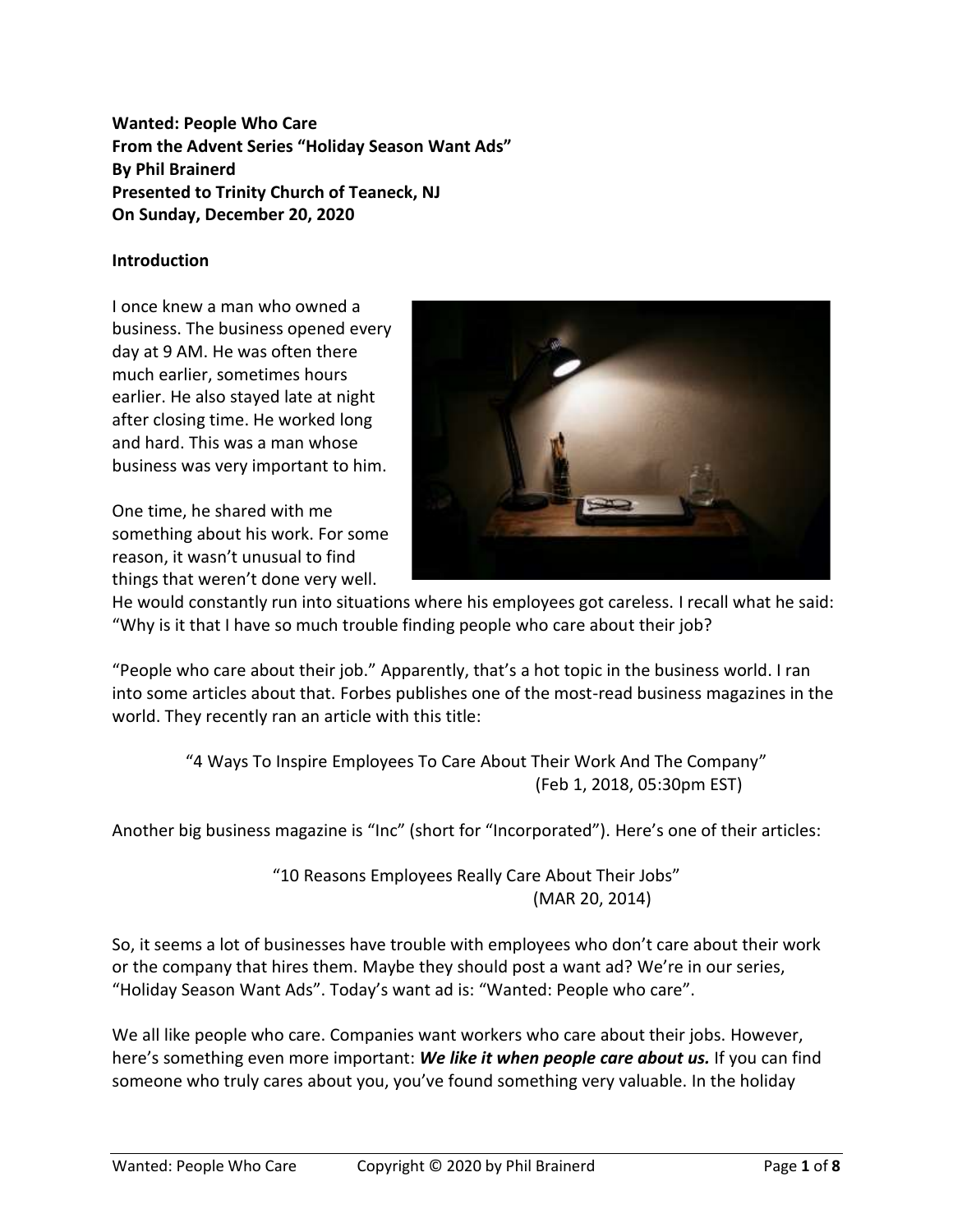**Wanted: People Who Care**
**From the Advent Series "Holiday Season Want Ads"**
**By Phil Brainerd**
**Presented to Trinity Church of Teaneck, NJ**
**On Sunday, December 20, 2020**

## Introduction

I once knew a man who owned a business. The business opened every day at 9 AM. He was often there much earlier, sometimes hours earlier. He also stayed late at night after closing time. He worked long and hard. This was a man whose business was very important to him.

One time, he shared with me something about his work. For some reason, it wasn't unusual to find things that weren't done very well. He would constantly run into situations where his employees got careless. I recall what he said: "Why is it that I have so much trouble finding people who care about their job?

"People who care about their job." Apparently, that's a hot topic in the business world. I ran into some articles about that. Forbes publishes one of the most-read business magazines in the world. They recently ran an article with this title:

"4 Ways To Inspire Employees To Care About Their Work And The Company"
(Feb 1, 2018, 05:30pm EST)

Another big business magazine is "Inc" (short for "Incorporated"). Here's one of their articles:

"10 Reasons Employees Really Care About Their Jobs"
(MAR 20, 2014)

So, it seems a lot of businesses have trouble with employees who don't care about their work or the company that hires them. Maybe they should post a want ad? We're in our series, "Holiday Season Want Ads". Today's want ad is: "Wanted: People who care".

We all like people who care. Companies want workers who care about their jobs. However, here's something even more important: ***We like it when people care about us.*** If you can find someone who truly cares about you, you've found something very valuable. In the holiday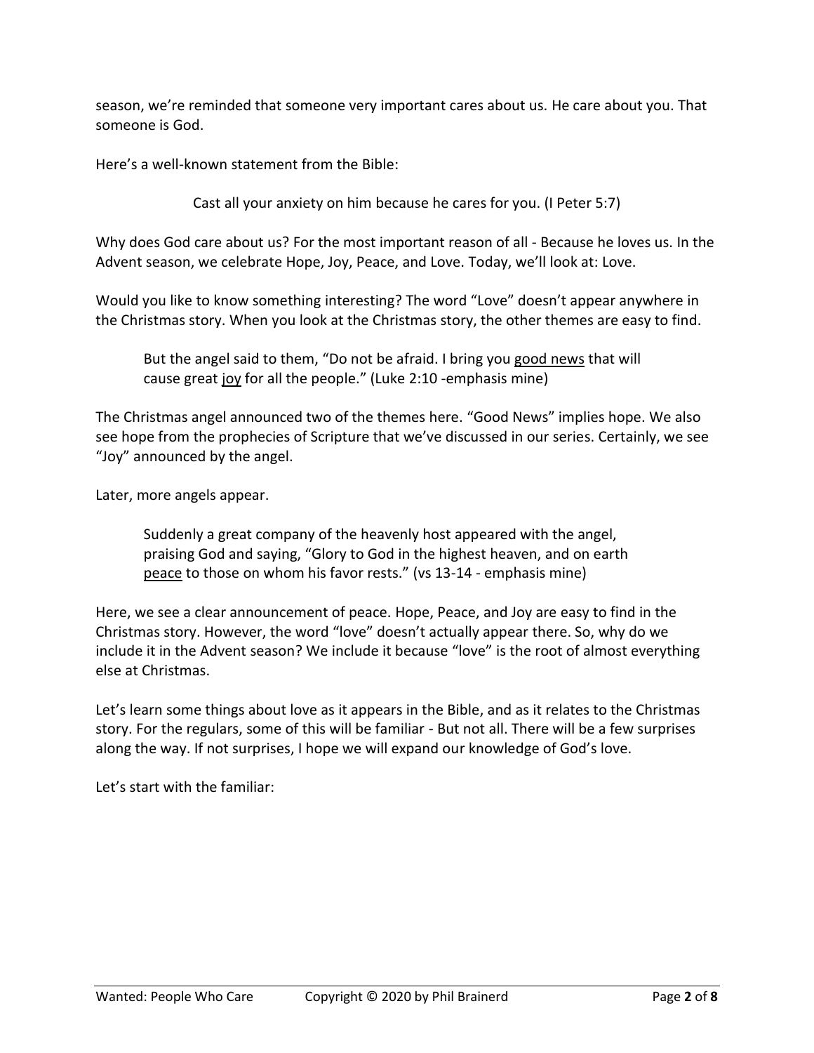season, we're reminded that someone very important cares about us. He care about you. That someone is God.

Here's a well-known statement from the Bible:

> Cast all your anxiety on him because he cares for you. (I Peter 5:7)

Why does God care about us? For the most important reason of all - Because he loves us. In the Advent season, we celebrate Hope, Joy, Peace, and Love. Today, we'll look at: Love.

Would you like to know something interesting? The word "Love" doesn't appear anywhere in the Christmas story. When you look at the Christmas story, the other themes are easy to find.

> But the angel said to them, "Do not be afraid. I bring you <u>good news</u> that will cause great <u>joy</u> for all the people." (Luke 2:10 -emphasis mine)

The Christmas angel announced two of the themes here. "Good News" implies hope. We also see hope from the prophecies of Scripture that we've discussed in our series. Certainly, we see "Joy" announced by the angel.

Later, more angels appear.

> Suddenly a great company of the heavenly host appeared with the angel, praising God and saying, "Glory to God in the highest heaven, and on earth <u>peace</u> to those on whom his favor rests." (vs 13-14 - emphasis mine)

Here, we see a clear announcement of peace. Hope, Peace, and Joy are easy to find in the Christmas story. However, the word "love" doesn't actually appear there. So, why do we include it in the Advent season? We include it because "love" is the root of almost everything else at Christmas.

Let's learn some things about love as it appears in the Bible, and as it relates to the Christmas story. For the regulars, some of this will be familiar - But not all. There will be a few surprises along the way. If not surprises, I hope we will expand our knowledge of God's love.

Let's start with the familiar: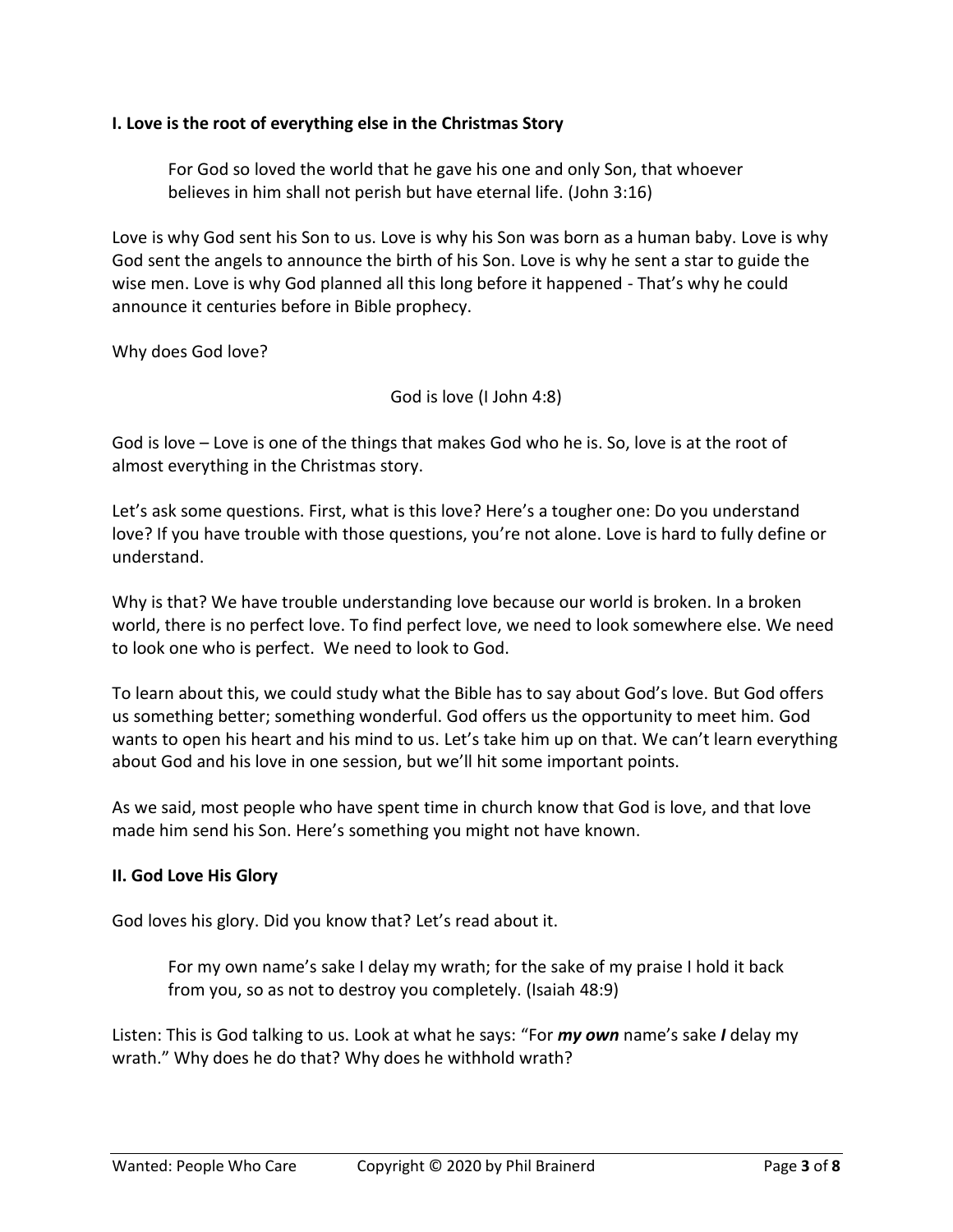### I. Love is the root of everything else in the Christmas Story

> For God so loved the world that he gave his one and only Son, that whoever believes in him shall not perish but have eternal life. (John 3:16)

Love is why God sent his Son to us. Love is why his Son was born as a human baby. Love is why God sent the angels to announce the birth of his Son. Love is why he sent a star to guide the wise men. Love is why God planned all this long before it happened - That's why he could announce it centuries before in Bible prophecy.

Why does God love?

> God is love (I John 4:8)

God is love – Love is one of the things that makes God who he is. So, love is at the root of almost everything in the Christmas story.

Let's ask some questions. First, what is this love? Here's a tougher one: Do you understand love? If you have trouble with those questions, you're not alone. Love is hard to fully define or understand.

Why is that? We have trouble understanding love because our world is broken. In a broken world, there is no perfect love. To find perfect love, we need to look somewhere else. We need to look one who is perfect. We need to look to God.

To learn about this, we could study what the Bible has to say about God's love. But God offers us something better; something wonderful. God offers us the opportunity to meet him. God wants to open his heart and his mind to us. Let's take him up on that. We can't learn everything about God and his love in one session, but we'll hit some important points.

As we said, most people who have spent time in church know that God is love, and that love made him send his Son. Here's something you might not have known.

### II. God Love His Glory

God loves his glory. Did you know that? Let's read about it.

> For my own name's sake I delay my wrath; for the sake of my praise I hold it back from you, so as not to destroy you completely. (Isaiah 48:9)

Listen: This is God talking to us. Look at what he says: "For ***my own*** name's sake ***I*** delay my wrath." Why does he do that? Why does he withhold wrath?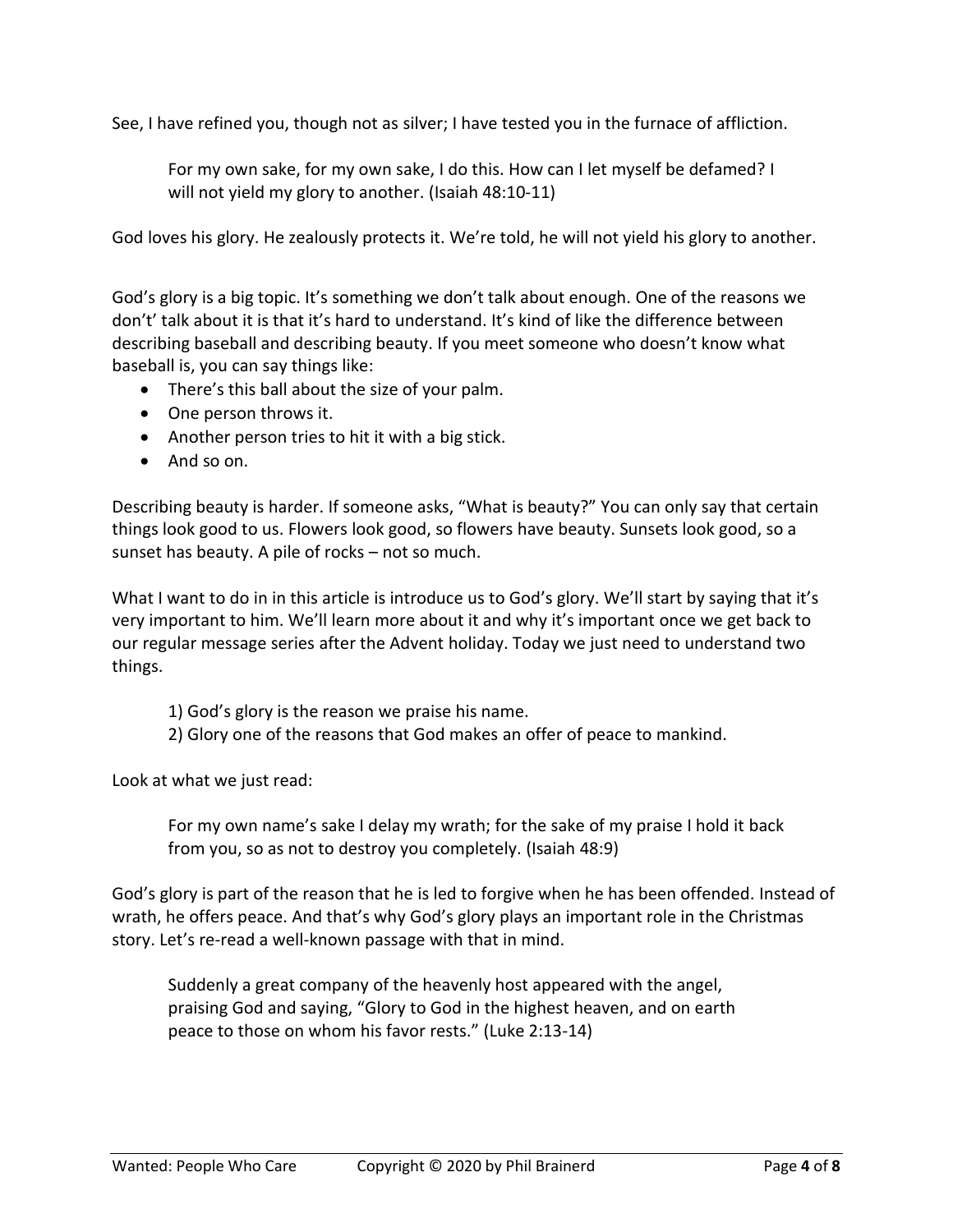See, I have refined you, though not as silver; I have tested you in the furnace of affliction.

> For my own sake, for my own sake, I do this. How can I let myself be defamed? I will not yield my glory to another. (Isaiah 48:10-11)

God loves his glory. He zealously protects it. We're told, he will not yield his glory to another.

God's glory is a big topic. It's something we don't talk about enough. One of the reasons we don't' talk about it is that it's hard to understand. It's kind of like the difference between describing baseball and describing beauty. If you meet someone who doesn't know what baseball is, you can say things like:

- There's this ball about the size of your palm.
- One person throws it.
- Another person tries to hit it with a big stick.
- And so on.

Describing beauty is harder. If someone asks, "What is beauty?" You can only say that certain things look good to us. Flowers look good, so flowers have beauty. Sunsets look good, so a sunset has beauty. A pile of rocks – not so much.

What I want to do in in this article is introduce us to God's glory. We'll start by saying that it's very important to him. We'll learn more about it and why it's important once we get back to our regular message series after the Advent holiday. Today we just need to understand two things.

> 1) God's glory is the reason we praise his name.
> 2) Glory one of the reasons that God makes an offer of peace to mankind.

Look at what we just read:

> For my own name's sake I delay my wrath; for the sake of my praise I hold it back from you, so as not to destroy you completely. (Isaiah 48:9)

God's glory is part of the reason that he is led to forgive when he has been offended. Instead of wrath, he offers peace. And that's why God's glory plays an important role in the Christmas story. Let's re-read a well-known passage with that in mind.

> Suddenly a great company of the heavenly host appeared with the angel, praising God and saying, "Glory to God in the highest heaven, and on earth peace to those on whom his favor rests." (Luke 2:13-14)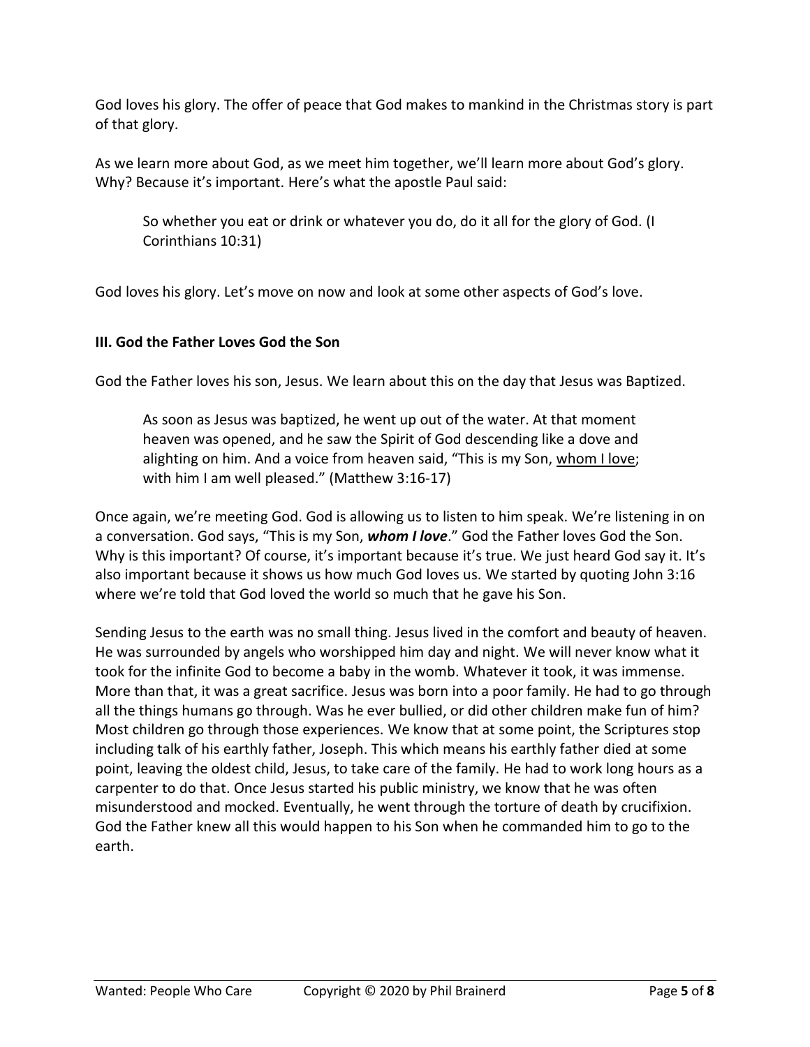God loves his glory. The offer of peace that God makes to mankind in the Christmas story is part of that glory.

As we learn more about God, as we meet him together, we'll learn more about God's glory. Why? Because it's important. Here's what the apostle Paul said:

> So whether you eat or drink or whatever you do, do it all for the glory of God. (I Corinthians 10:31)

God loves his glory. Let's move on now and look at some other aspects of God's love.

### III. God the Father Loves God the Son

God the Father loves his son, Jesus. We learn about this on the day that Jesus was Baptized.

> As soon as Jesus was baptized, he went up out of the water. At that moment heaven was opened, and he saw the Spirit of God descending like a dove and alighting on him. And a voice from heaven said, "This is my Son, <u>whom I love</u>; with him I am well pleased." (Matthew 3:16-17)

Once again, we're meeting God. God is allowing us to listen to him speak. We're listening in on a conversation. God says, "This is my Son, ***whom I love***." God the Father loves God the Son. Why is this important? Of course, it's important because it's true. We just heard God say it. It's also important because it shows us how much God loves us. We started by quoting John 3:16 where we're told that God loved the world so much that he gave his Son.

Sending Jesus to the earth was no small thing. Jesus lived in the comfort and beauty of heaven. He was surrounded by angels who worshipped him day and night. We will never know what it took for the infinite God to become a baby in the womb. Whatever it took, it was immense. More than that, it was a great sacrifice. Jesus was born into a poor family. He had to go through all the things humans go through. Was he ever bullied, or did other children make fun of him? Most children go through those experiences. We know that at some point, the Scriptures stop including talk of his earthly father, Joseph. This which means his earthly father died at some point, leaving the oldest child, Jesus, to take care of the family. He had to work long hours as a carpenter to do that. Once Jesus started his public ministry, we know that he was often misunderstood and mocked. Eventually, he went through the torture of death by crucifixion. God the Father knew all this would happen to his Son when he commanded him to go to the earth.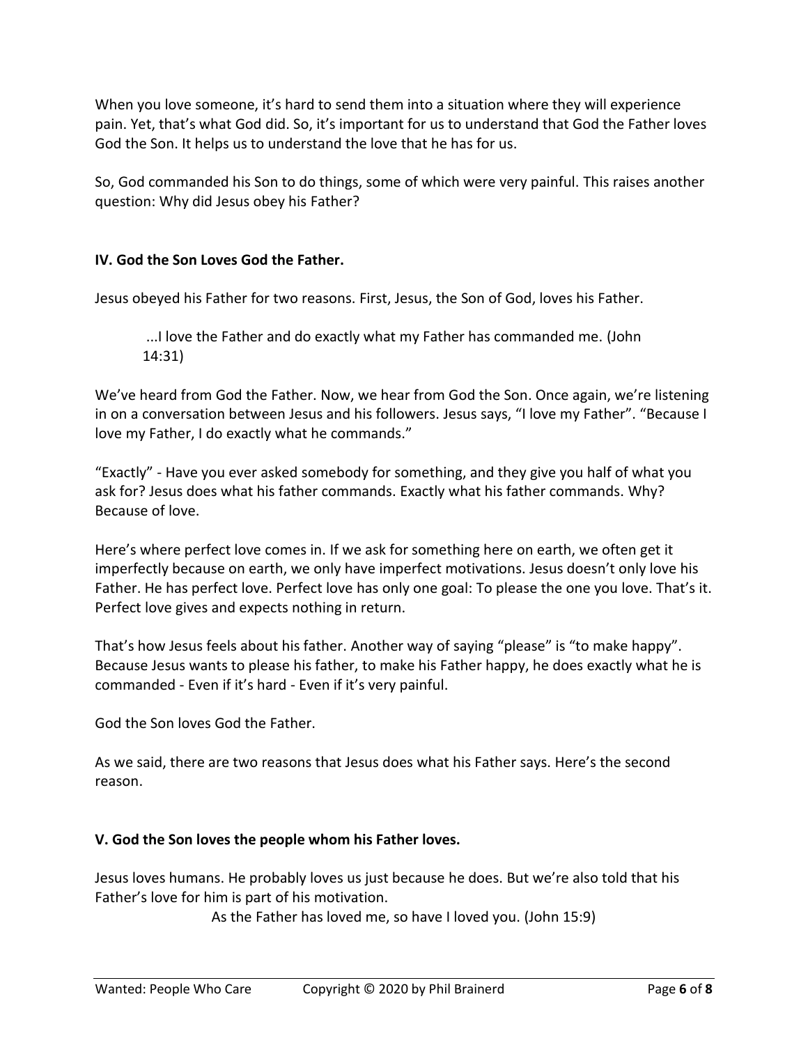When you love someone, it's hard to send them into a situation where they will experience pain. Yet, that's what God did. So, it's important for us to understand that God the Father loves God the Son. It helps us to understand the love that he has for us.

So, God commanded his Son to do things, some of which were very painful. This raises another question: Why did Jesus obey his Father?

**IV. God the Son Loves God the Father.**

Jesus obeyed his Father for two reasons. First, Jesus, the Son of God, loves his Father.

> ...I love the Father and do exactly what my Father has commanded me. (John 14:31)

We've heard from God the Father. Now, we hear from God the Son. Once again, we're listening in on a conversation between Jesus and his followers. Jesus says, "I love my Father". "Because I love my Father, I do exactly what he commands."

"Exactly" - Have you ever asked somebody for something, and they give you half of what you ask for? Jesus does what his father commands. Exactly what his father commands. Why? Because of love.

Here's where perfect love comes in. If we ask for something here on earth, we often get it imperfectly because on earth, we only have imperfect motivations. Jesus doesn't only love his Father. He has perfect love. Perfect love has only one goal: To please the one you love. That's it. Perfect love gives and expects nothing in return.

That's how Jesus feels about his father. Another way of saying "please" is "to make happy". Because Jesus wants to please his father, to make his Father happy, he does exactly what he is commanded - Even if it's hard - Even if it's very painful.

God the Son loves God the Father.

As we said, there are two reasons that Jesus does what his Father says. Here's the second reason.

**V. God the Son loves the people whom his Father loves.**

Jesus loves humans. He probably loves us just because he does. But we're also told that his Father's love for him is part of his motivation.

> As the Father has loved me, so have I loved you. (John 15:9)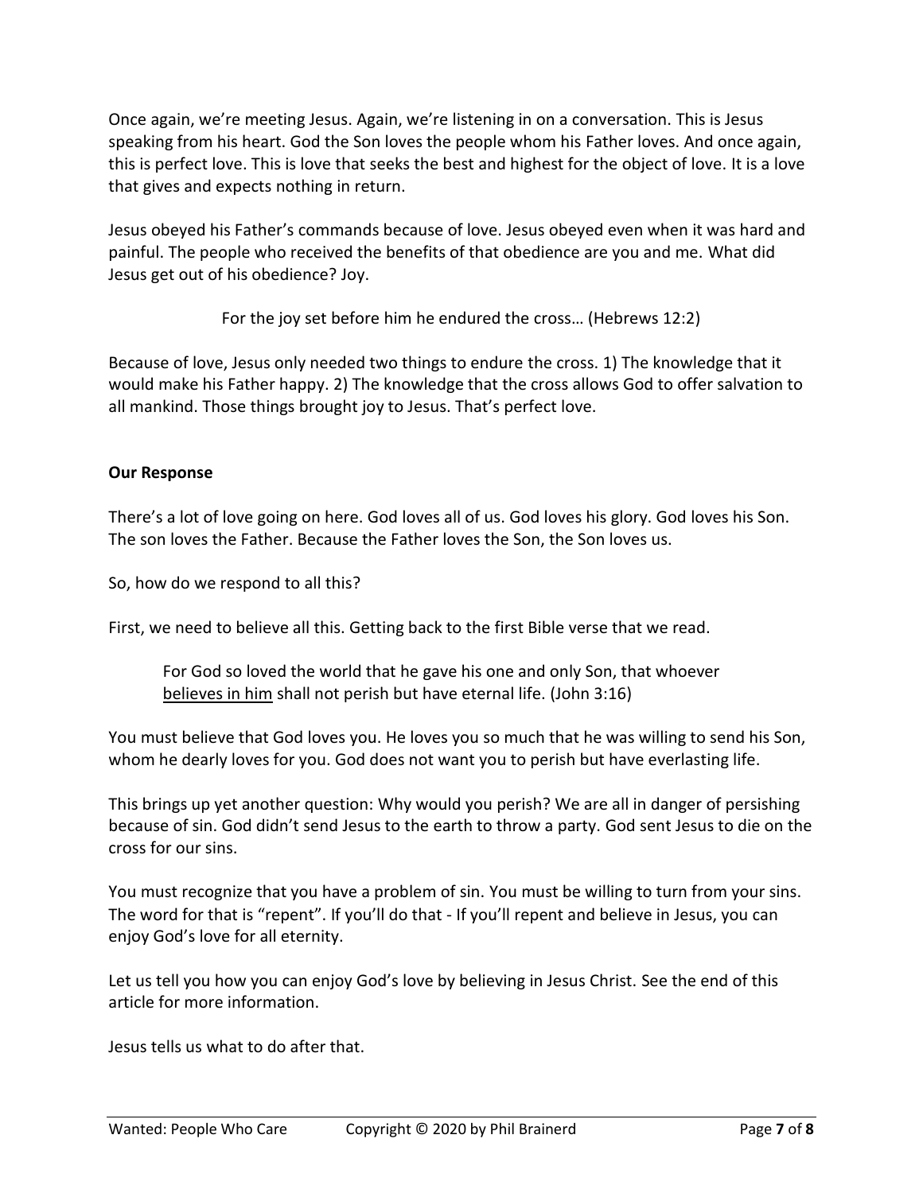Once again, we're meeting Jesus. Again, we're listening in on a conversation. This is Jesus speaking from his heart. God the Son loves the people whom his Father loves. And once again, this is perfect love. This is love that seeks the best and highest for the object of love. It is a love that gives and expects nothing in return.

Jesus obeyed his Father's commands because of love. Jesus obeyed even when it was hard and painful. The people who received the benefits of that obedience are you and me. What did Jesus get out of his obedience? Joy.

For the joy set before him he endured the cross… (Hebrews 12:2)

Because of love, Jesus only needed two things to endure the cross. 1) The knowledge that it would make his Father happy. 2) The knowledge that the cross allows God to offer salvation to all mankind. Those things brought joy to Jesus. That's perfect love.

**Our Response**

There's a lot of love going on here. God loves all of us. God loves his glory. God loves his Son. The son loves the Father. Because the Father loves the Son, the Son loves us.

So, how do we respond to all this?

First, we need to believe all this. Getting back to the first Bible verse that we read.

> For God so loved the world that he gave his one and only Son, that whoever <u>believes in him</u> shall not perish but have eternal life. (John 3:16)

You must believe that God loves you. He loves you so much that he was willing to send his Son, whom he dearly loves for you. God does not want you to perish but have everlasting life.

This brings up yet another question: Why would you perish? We are all in danger of persishing because of sin. God didn't send Jesus to the earth to throw a party. God sent Jesus to die on the cross for our sins.

You must recognize that you have a problem of sin. You must be willing to turn from your sins. The word for that is "repent". If you'll do that - If you'll repent and believe in Jesus, you can enjoy God's love for all eternity.

Let us tell you how you can enjoy God's love by believing in Jesus Christ. See the end of this article for more information.

Jesus tells us what to do after that.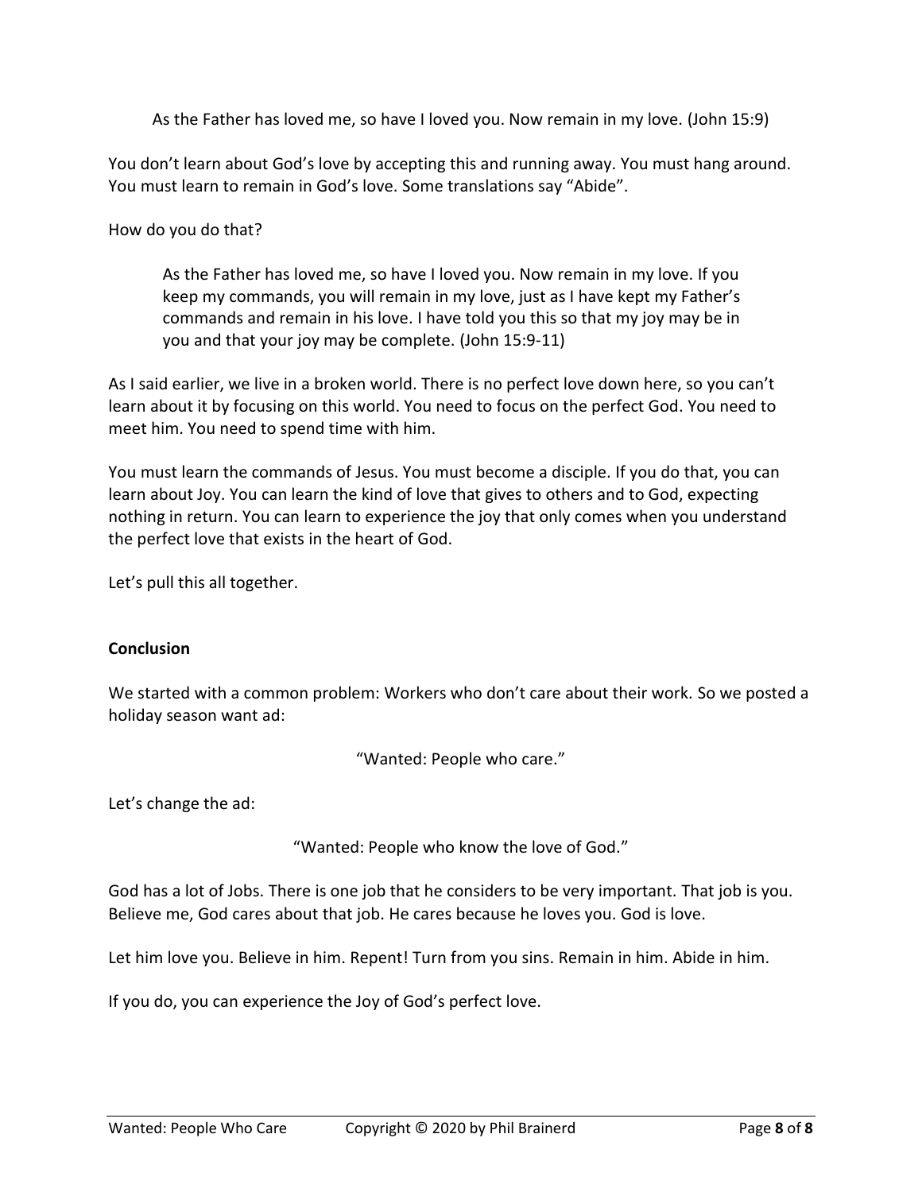> As the Father has loved me, so have I loved you. Now remain in my love. (John 15:9)

You don't learn about God's love by accepting this and running away. You must hang around. You must learn to remain in God's love. Some translations say "Abide".

How do you do that?

> As the Father has loved me, so have I loved you. Now remain in my love. If you keep my commands, you will remain in my love, just as I have kept my Father's commands and remain in his love. I have told you this so that my joy may be in you and that your joy may be complete. (John 15:9-11)

As I said earlier, we live in a broken world. There is no perfect love down here, so you can't learn about it by focusing on this world. You need to focus on the perfect God. You need to meet him. You need to spend time with him.

You must learn the commands of Jesus. You must become a disciple. If you do that, you can learn about Joy. You can learn the kind of love that gives to others and to God, expecting nothing in return. You can learn to experience the joy that only comes when you understand the perfect love that exists in the heart of God.

Let's pull this all together.

**Conclusion**

We started with a common problem: Workers who don't care about their work. So we posted a holiday season want ad:

"Wanted: People who care."

Let's change the ad:

"Wanted: People who know the love of God."

God has a lot of Jobs. There is one job that he considers to be very important. That job is you. Believe me, God cares about that job. He cares because he loves you. God is love.

Let him love you. Believe in him. Repent! Turn from you sins. Remain in him. Abide in him.

If you do, you can experience the Joy of God's perfect love.